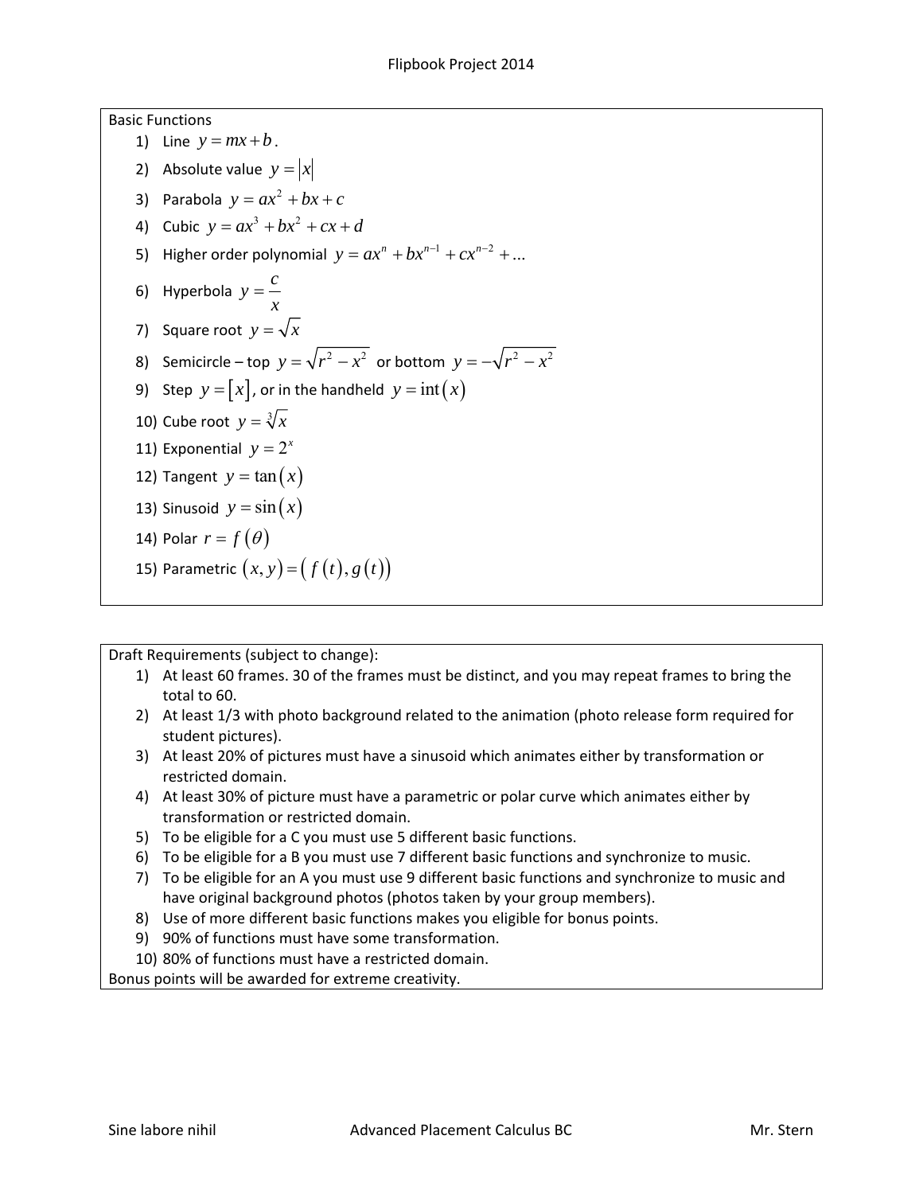# Flipbook Project 2014

## Basic Functions

1) Line $y = mx + b$.
2) Absolute value $y = |x|$
3) Parabola $y = ax^2 + bx + c$
4) Cubic $y = ax^3 + bx^2 + cx + d$
5) Higher order polynomial $y = ax^n + bx^{n-1} + cx^{n-2} + ...$
6) Hyperbola $y = \dfrac{c}{x}$
7) Square root $y = \sqrt{x}$
8) Semicircle – top $y = \sqrt{r^2 - x^2}$ or bottom $y = -\sqrt{r^2 - x^2}$
9) Step $y = [x]$, or in the handheld $y = \text{int}(x)$
10) Cube root $y = \sqrt[3]{x}$
11) Exponential $y = 2^x$
12) Tangent $y = \tan(x)$
13) Sinusoid $y = \sin(x)$
14) Polar $r = f(\theta)$
15) Parametric $(x, y) = (f(t), g(t))$

## Draft Requirements (subject to change):

1) At least 60 frames. 30 of the frames must be distinct, and you may repeat frames to bring the total to 60.
2) At least 1/3 with photo background related to the animation (photo release form required for student pictures).
3) At least 20% of pictures must have a sinusoid which animates either by transformation or restricted domain.
4) At least 30% of picture must have a parametric or polar curve which animates either by transformation or restricted domain.
5) To be eligible for a C you must use 5 different basic functions.
6) To be eligible for a B you must use 7 different basic functions and synchronize to music.
7) To be eligible for an A you must use 9 different basic functions and synchronize to music and have original background photos (photos taken by your group members).
8) Use of more different basic functions makes you eligible for bonus points.
9) 90% of functions must have some transformation.
10) 80% of functions must have a restricted domain.

Bonus points will be awarded for extreme creativity.

Sine labore nihil | Advanced Placement Calculus BC | Mr. Stern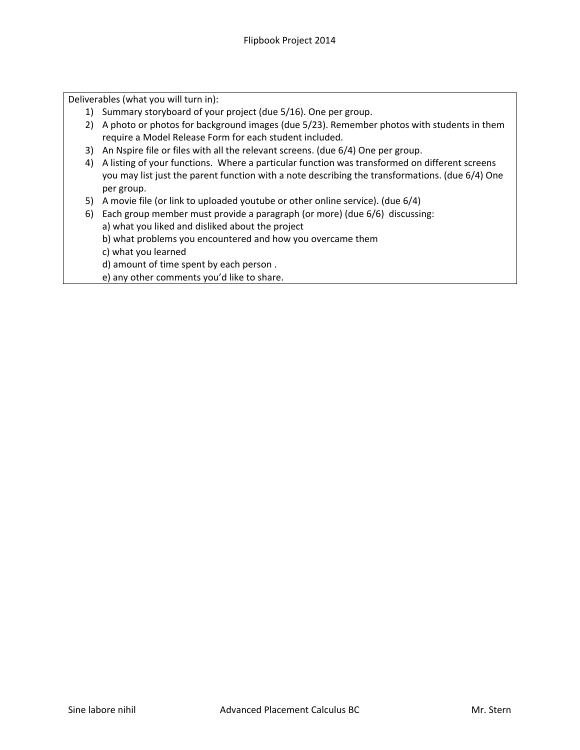Deliverables (what you will turn in):

1) Summary storyboard of your project (due 5/16). One per group.
2) A photo or photos for background images (due 5/23). Remember photos with students in them require a Model Release Form for each student included.
3) An Nspire file or files with all the relevant screens. (due 6/4) One per group.
4) A listing of your functions. Where a particular function was transformed on different screens you may list just the parent function with a note describing the transformations. (due 6/4) One per group.
5) A movie file (or link to uploaded youtube or other online service). (due 6/4)
6) Each group member must provide a paragraph (or more) (due 6/6) discussing:
   a) what you liked and disliked about the project
   b) what problems you encountered and how you overcame them
   c) what you learned
   d) amount of time spent by each person .
   e) any other comments you'd like to share.